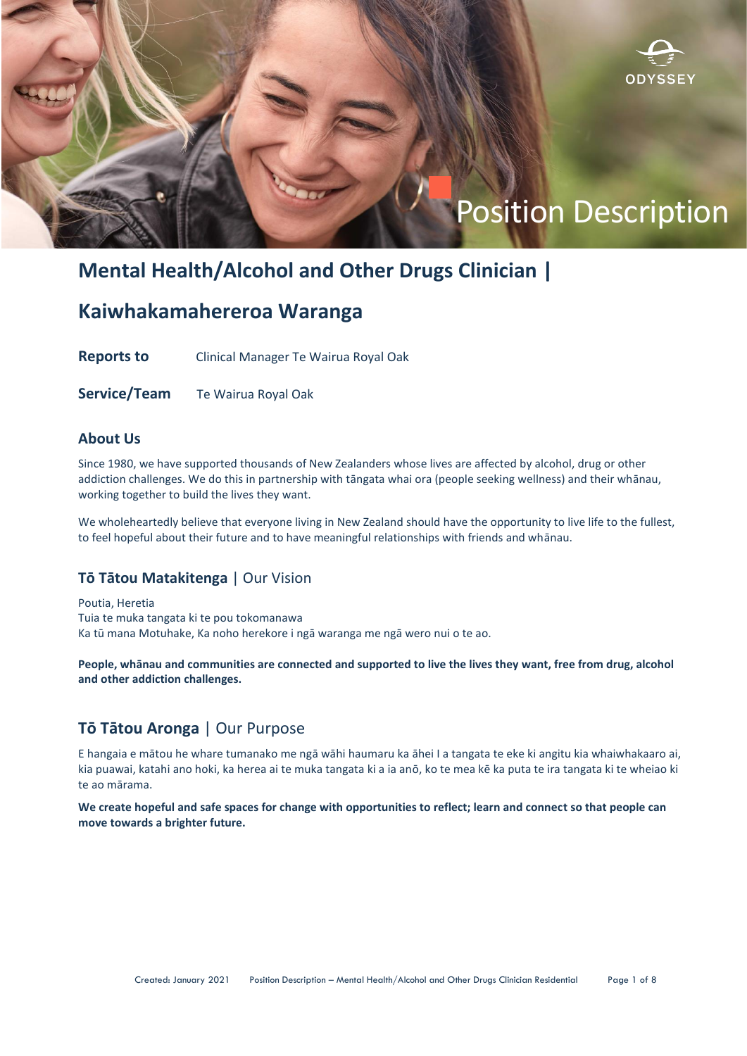# Position Description

## Mental Health/Alcohol and Other Drugs Clinician | Kaiwhakamahereroa Waranga

**Reports to** Clinical Manager Te Wairua Royal Oak

**Service/Team** Te Wairua Royal Oak

### About Us

Since 1980, we have supported thousands of New Zealanders whose lives are affected by alcohol, drug or other addiction challenges. We do this in partnership with tāngata whai ora (people seeking wellness) and their whānau, working together to build the lives they want.

We wholeheartedly believe that everyone living in New Zealand should have the opportunity to live life to the fullest, to feel hopeful about their future and to have meaningful relationships with friends and whānau.

### Tō Tātou Matakitenga | Our Vision

Poutia, Heretia
Tuia te muka tangata ki te pou tokomanawa
Ka tū mana Motuhake, Ka noho herekore i ngā waranga me ngā wero nui o te ao.

**People, whānau and communities are connected and supported to live the lives they want, free from drug, alcohol and other addiction challenges.**

### Tō Tātou Aronga | Our Purpose

E hangaia e mātou he whare tumanako me ngā wāhi haumaru ka āhei I a tangata te eke ki angitu kia whaiwhakaaro ai, kia puawai, katahi ano hoki, ka herea ai te muka tangata ki a ia anō, ko te mea kē ka puta te ira tangata ki te wheiao ki te ao mārama.

**We create hopeful and safe spaces for change with opportunities to reflect; learn and connect so that people can move towards a brighter future.**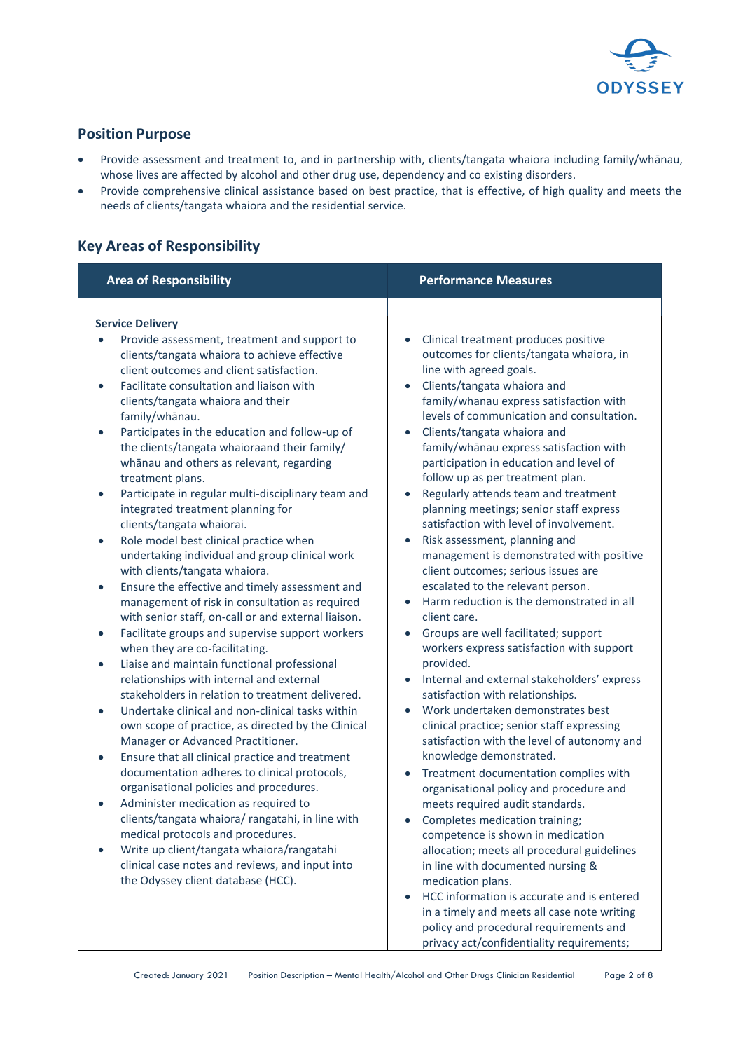## Position Purpose

- Provide assessment and treatment to, and in partnership with, clients/tangata whaiora including family/whānau, whose lives are affected by alcohol and other drug use, dependency and co existing disorders.
- Provide comprehensive clinical assistance based on best practice, that is effective, of high quality and meets the needs of clients/tangata whaiora and the residential service.

## Key Areas of Responsibility

| Area of Responsibility | Performance Measures |
|---|---|
| **Service Delivery** | |
| Provide assessment, treatment and support to clients/tangata whaiora to achieve effective client outcomes and client satisfaction. | Clinical treatment produces positive outcomes for clients/tangata whaiora, in line with agreed goals. |
| Facilitate consultation and liaison with clients/tangata whaiora and their family/whānau. | Clients/tangata whaiora and family/whanau express satisfaction with levels of communication and consultation. |
| Participates in the education and follow-up of the clients/tangata whaioraand their family/ whānau and others as relevant, regarding treatment plans. | Clients/tangata whaiora and family/whānau express satisfaction with participation in education and level of follow up as per treatment plan. |
| Participate in regular multi-disciplinary team and integrated treatment planning for clients/tangata whaiorai. | Regularly attends team and treatment planning meetings; senior staff express satisfaction with level of involvement. |
| Role model best clinical practice when undertaking individual and group clinical work with clients/tangata whaiora. | Risk assessment, planning and management is demonstrated with positive client outcomes; serious issues are escalated to the relevant person. |
| Ensure the effective and timely assessment and management of risk in consultation as required with senior staff, on-call or and external liaison. | Harm reduction is the demonstrated in all client care. |
| Facilitate groups and supervise support workers when they are co-facilitating. | Groups are well facilitated; support workers express satisfaction with support provided. |
| Liaise and maintain functional professional relationships with internal and external stakeholders in relation to treatment delivered. | Internal and external stakeholders' express satisfaction with relationships. |
| Undertake clinical and non-clinical tasks within own scope of practice, as directed by the Clinical Manager or Advanced Practitioner. | Work undertaken demonstrates best clinical practice; senior staff expressing satisfaction with the level of autonomy and knowledge demonstrated. |
| Ensure that all clinical practice and treatment documentation adheres to clinical protocols, organisational policies and procedures. | Treatment documentation complies with organisational policy and procedure and meets required audit standards. |
| Administer medication as required to clients/tangata whaiora/ rangatahi, in line with medical protocols and procedures. | Completes medication training; competence is shown in medication allocation; meets all procedural guidelines in line with documented nursing & medication plans. |
| Write up client/tangata whaiora/rangatahi clinical case notes and reviews, and input into the Odyssey client database (HCC). | HCC information is accurate and is entered in a timely and meets all case note writing policy and procedural requirements and privacy act/confidentiality requirements; |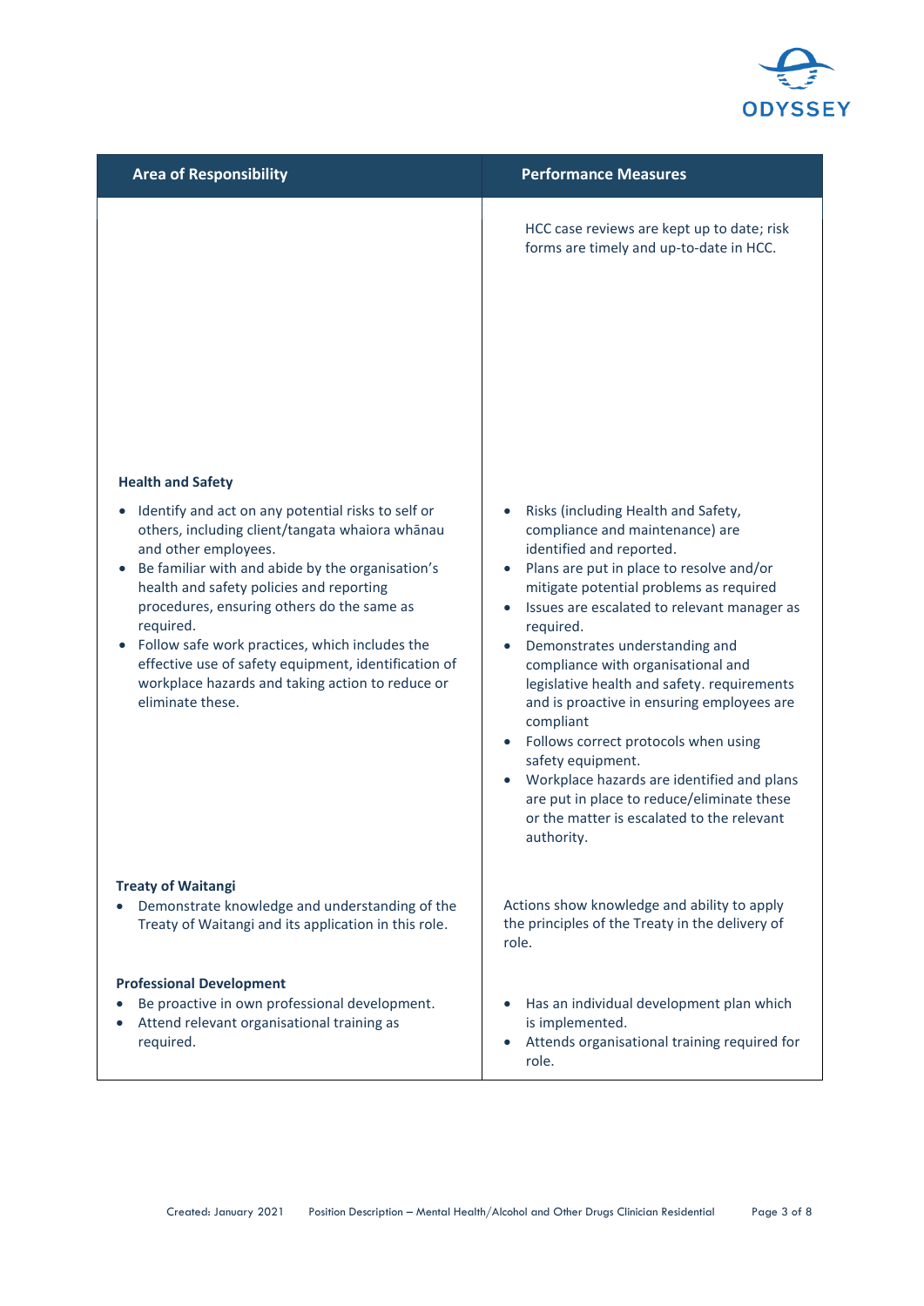| Area of Responsibility | Performance Measures |
|---|---|
| | HCC case reviews are kept up to date; risk forms are timely and up-to-date in HCC. |
| **Health and Safety**<br>• Identify and act on any potential risks to self or others, including client/tangata whaiora whānau and other employees.<br>• Be familiar with and abide by the organisation's health and safety policies and reporting procedures, ensuring others do the same as required.<br>• Follow safe work practices, which includes the effective use of safety equipment, identification of workplace hazards and taking action to reduce or eliminate these. | • Risks (including Health and Safety, compliance and maintenance) are identified and reported.<br>• Plans are put in place to resolve and/or mitigate potential problems as required<br>• Issues are escalated to relevant manager as required.<br>• Demonstrates understanding and compliance with organisational and legislative health and safety. requirements and is proactive in ensuring employees are compliant<br>• Follows correct protocols when using safety equipment.<br>• Workplace hazards are identified and plans are put in place to reduce/eliminate these or the matter is escalated to the relevant authority. |
| **Treaty of Waitangi**<br>• Demonstrate knowledge and understanding of the Treaty of Waitangi and its application in this role. | Actions show knowledge and ability to apply the principles of the Treaty in the delivery of role. |
| **Professional Development**<br>• Be proactive in own professional development.<br>• Attend relevant organisational training as required. | • Has an individual development plan which is implemented.<br>• Attends organisational training required for role. |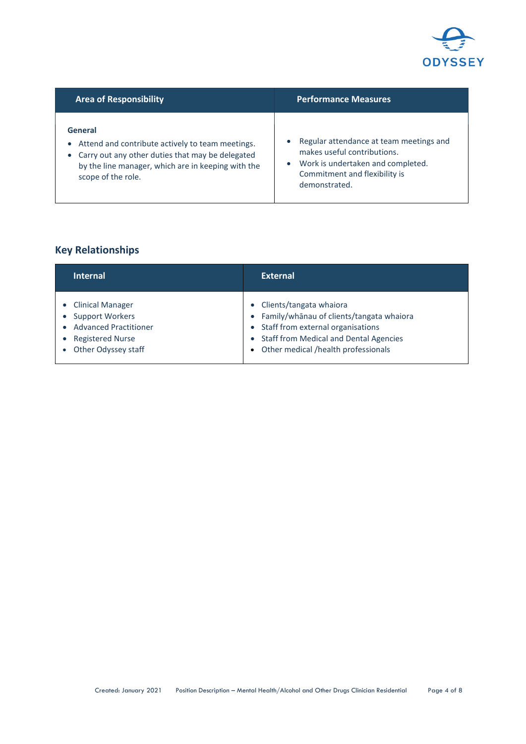| Area of Responsibility | Performance Measures |
| --- | --- |
| **General**<br>• Attend and contribute actively to team meetings.<br>• Carry out any other duties that may be delegated by the line manager, which are in keeping with the scope of the role. | • Regular attendance at team meetings and makes useful contributions.<br>• Work is undertaken and completed. Commitment and flexibility is demonstrated. |

## Key Relationships

| Internal | External |
| --- | --- |
| • Clinical Manager<br>• Support Workers<br>• Advanced Practitioner<br>• Registered Nurse<br>• Other Odyssey staff | • Clients/tangata whaiora<br>• Family/whānau of clients/tangata whaiora<br>• Staff from external organisations<br>• Staff from Medical and Dental Agencies<br>• Other medical /health professionals |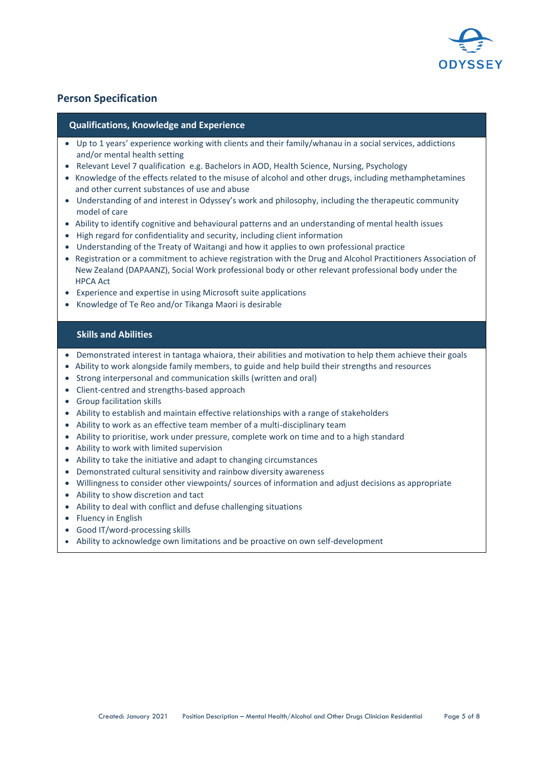## Person Specification

### Qualifications, Knowledge and Experience

- Up to 1 years' experience working with clients and their family/whanau in a social services, addictions and/or mental health setting
- Relevant Level 7 qualification e.g. Bachelors in AOD, Health Science, Nursing, Psychology
- Knowledge of the effects related to the misuse of alcohol and other drugs, including methamphetamines and other current substances of use and abuse
- Understanding of and interest in Odyssey's work and philosophy, including the therapeutic community model of care
- Ability to identify cognitive and behavioural patterns and an understanding of mental health issues
- High regard for confidentiality and security, including client information
- Understanding of the Treaty of Waitangi and how it applies to own professional practice
- Registration or a commitment to achieve registration with the Drug and Alcohol Practitioners Association of New Zealand (DAPAANZ), Social Work professional body or other relevant professional body under the HPCA Act
- Experience and expertise in using Microsoft suite applications
- Knowledge of Te Reo and/or Tikanga Maori is desirable

### Skills and Abilities

- Demonstrated interest in tantaga whaiora, their abilities and motivation to help them achieve their goals
- Ability to work alongside family members, to guide and help build their strengths and resources
- Strong interpersonal and communication skills (written and oral)
- Client-centred and strengths-based approach
- Group facilitation skills
- Ability to establish and maintain effective relationships with a range of stakeholders
- Ability to work as an effective team member of a multi-disciplinary team
- Ability to prioritise, work under pressure, complete work on time and to a high standard
- Ability to work with limited supervision
- Ability to take the initiative and adapt to changing circumstances
- Demonstrated cultural sensitivity and rainbow diversity awareness
- Willingness to consider other viewpoints/ sources of information and adjust decisions as appropriate
- Ability to show discretion and tact
- Ability to deal with conflict and defuse challenging situations
- Fluency in English
- Good IT/word-processing skills
- Ability to acknowledge own limitations and be proactive on own self-development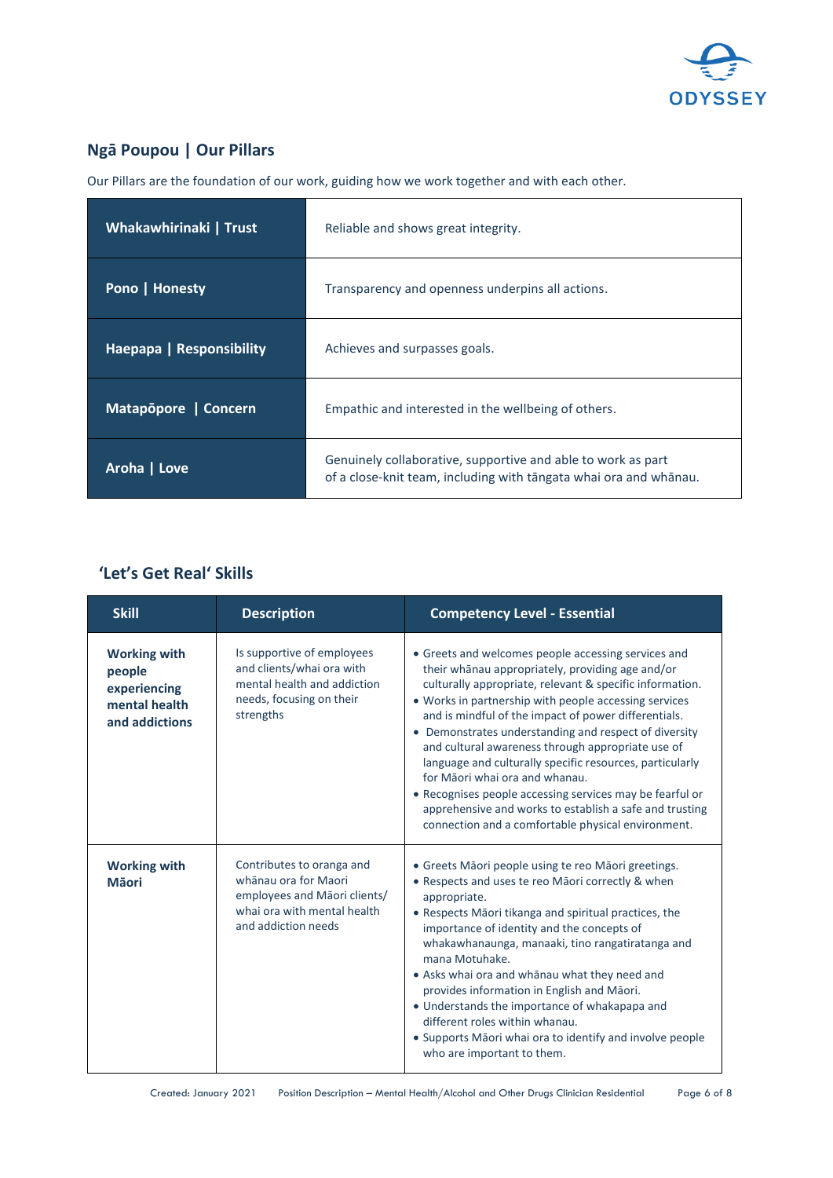## Ngā Poupou | Our Pillars

Our Pillars are the foundation of our work, guiding how we work together and with each other.

| | |
|---|---|
| **Whakawhirinaki \| Trust** | Reliable and shows great integrity. |
| **Pono \| Honesty** | Transparency and openness underpins all actions. |
| **Haepapa \| Responsibility** | Achieves and surpasses goals. |
| **Matapōpore \| Concern** | Empathic and interested in the wellbeing of others. |
| **Aroha \| Love** | Genuinely collaborative, supportive and able to work as part of a close-knit team, including with tāngata whai ora and whānau. |

## 'Let's Get Real' Skills

| Skill | Description | Competency Level - Essential |
|---|---|---|
| **Working with people experiencing mental health and addictions** | Is supportive of employees and clients/whai ora with mental health and addiction needs, focusing on their strengths | • Greets and welcomes people accessing services and their whānau appropriately, providing age and/or culturally appropriate, relevant & specific information.<br>• Works in partnership with people accessing services and is mindful of the impact of power differentials.<br>• Demonstrates understanding and respect of diversity and cultural awareness through appropriate use of language and culturally specific resources, particularly for Māori whai ora and whanau.<br>• Recognises people accessing services may be fearful or apprehensive and works to establish a safe and trusting connection and a comfortable physical environment. |
| **Working with Māori** | Contributes to oranga and whānau ora for Maori employees and Māori clients/whai ora with mental health and addiction needs | • Greets Māori people using te reo Māori greetings.<br>• Respects and uses te reo Māori correctly & when appropriate.<br>• Respects Māori tikanga and spiritual practices, the importance of identity and the concepts of whakawhanaunga, manaaki, tino rangatiratanga and mana Motuhake.<br>• Asks whai ora and whānau what they need and provides information in English and Māori.<br>• Understands the importance of whakapapa and different roles within whanau.<br>• Supports Māori whai ora to identify and involve people who are important to them. |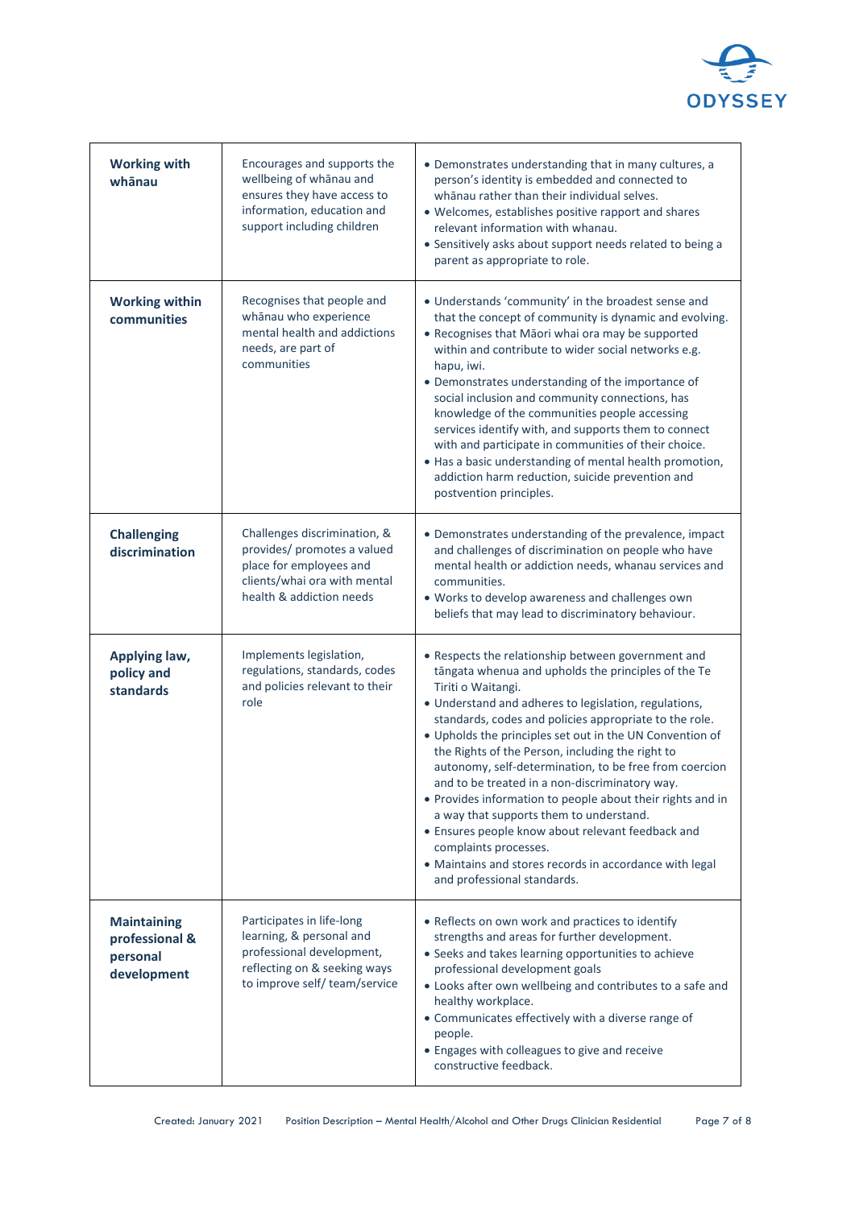| | | |
|---|---|---|
| **Working with whānau** | Encourages and supports the wellbeing of whānau and ensures they have access to information, education and support including children | • Demonstrates understanding that in many cultures, a person's identity is embedded and connected to whānau rather than their individual selves.<br>• Welcomes, establishes positive rapport and shares relevant information with whanau.<br>• Sensitively asks about support needs related to being a parent as appropriate to role. |
| **Working within communities** | Recognises that people and whānau who experience mental health and addictions needs, are part of communities | • Understands 'community' in the broadest sense and that the concept of community is dynamic and evolving.<br>• Recognises that Māori whai ora may be supported within and contribute to wider social networks e.g. hapu, iwi.<br>• Demonstrates understanding of the importance of social inclusion and community connections, has knowledge of the communities people accessing services identify with, and supports them to connect with and participate in communities of their choice.<br>• Has a basic understanding of mental health promotion, addiction harm reduction, suicide prevention and postvention principles. |
| **Challenging discrimination** | Challenges discrimination, & provides/ promotes a valued place for employees and clients/whai ora with mental health & addiction needs | • Demonstrates understanding of the prevalence, impact and challenges of discrimination on people who have mental health or addiction needs, whanau services and communities.<br>• Works to develop awareness and challenges own beliefs that may lead to discriminatory behaviour. |
| **Applying law, policy and standards** | Implements legislation, regulations, standards, codes and policies relevant to their role | • Respects the relationship between government and tāngata whenua and upholds the principles of the Te Tiriti o Waitangi.<br>• Understand and adheres to legislation, regulations, standards, codes and policies appropriate to the role.<br>• Upholds the principles set out in the UN Convention of the Rights of the Person, including the right to autonomy, self-determination, to be free from coercion and to be treated in a non-discriminatory way.<br>• Provides information to people about their rights and in a way that supports them to understand.<br>• Ensures people know about relevant feedback and complaints processes.<br>• Maintains and stores records in accordance with legal and professional standards. |
| **Maintaining professional & personal development** | Participates in life-long learning, & personal and professional development, reflecting on & seeking ways to improve self/ team/service | • Reflects on own work and practices to identify strengths and areas for further development.<br>• Seeks and takes learning opportunities to achieve professional development goals<br>• Looks after own wellbeing and contributes to a safe and healthy workplace.<br>• Communicates effectively with a diverse range of people.<br>• Engages with colleagues to give and receive constructive feedback. |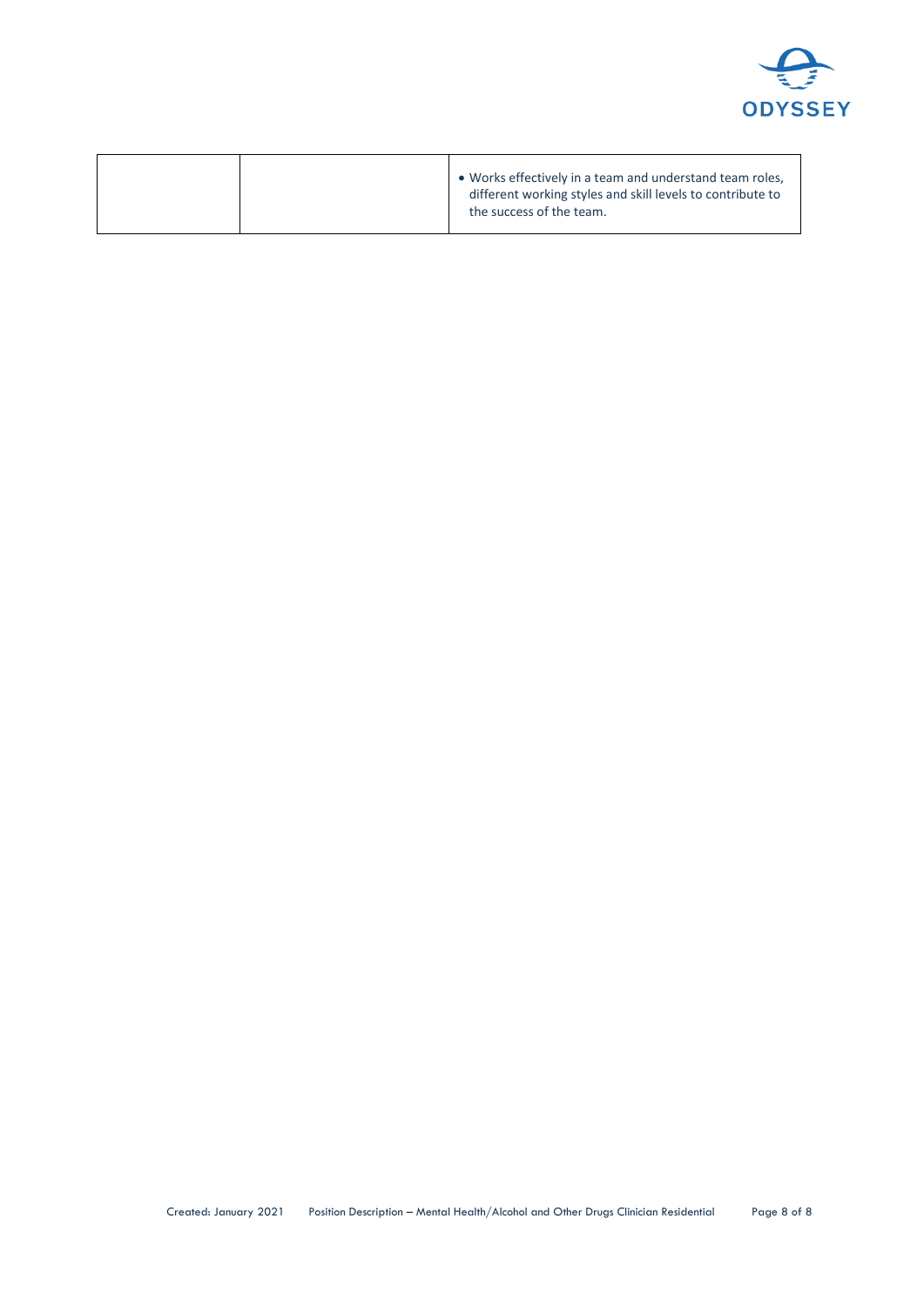| | | |
|---|---|---|
| | | • Works effectively in a team and understand team roles, different working styles and skill levels to contribute to the success of the team. |